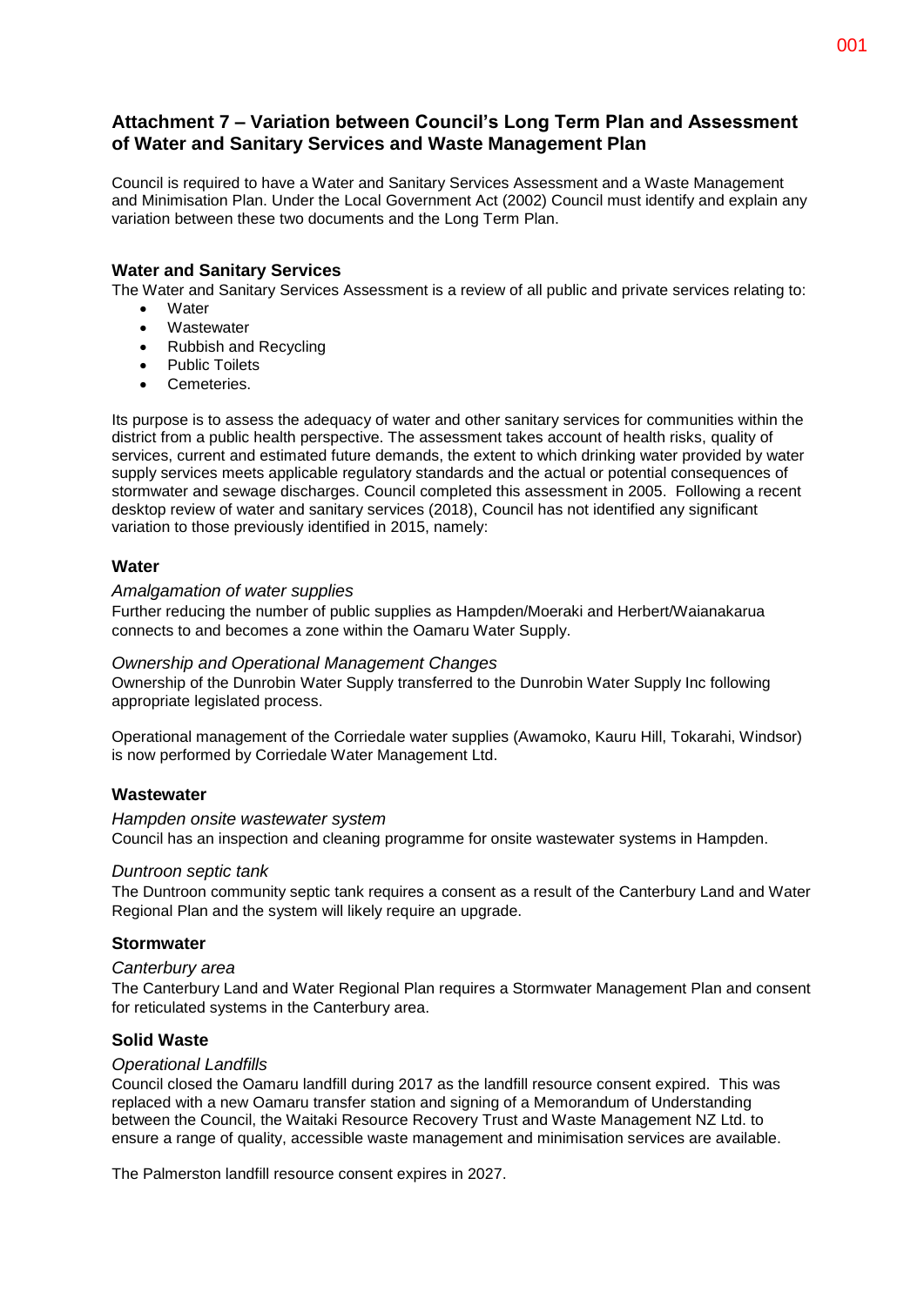# Attachment 7 – Variation between Council's Long Term Plan and Assessment of Water and Sanitary Services and Waste Management Plan

Council is required to have a Water and Sanitary Services Assessment and a Waste Management and Minimisation Plan. Under the Local Government Act (2002) Council must identify and explain any variation between these two documents and the Long Term Plan.

## Water and Sanitary Services

The Water and Sanitary Services Assessment is a review of all public and private services relating to:

- Water
- Wastewater
- Rubbish and Recycling
- Public Toilets
- Cemeteries.

Its purpose is to assess the adequacy of water and other sanitary services for communities within the district from a public health perspective. The assessment takes account of health risks, quality of services, current and estimated future demands, the extent to which drinking water provided by water supply services meets applicable regulatory standards and the actual or potential consequences of stormwater and sewage discharges. Council completed this assessment in 2005. Following a recent desktop review of water and sanitary services (2018), Council has not identified any significant variation to those previously identified in 2015, namely:

## Water

### *Amalgamation of water supplies*

Further reducing the number of public supplies as Hampden/Moeraki and Herbert/Waianakarua connects to and becomes a zone within the Oamaru Water Supply.

### *Ownership and Operational Management Changes*

Ownership of the Dunrobin Water Supply transferred to the Dunrobin Water Supply Inc following appropriate legislated process.

Operational management of the Corriedale water supplies (Awamoko, Kauru Hill, Tokarahi, Windsor) is now performed by Corriedale Water Management Ltd.

## Wastewater

### *Hampden onsite wastewater system*

Council has an inspection and cleaning programme for onsite wastewater systems in Hampden.

### *Duntroon septic tank*

The Duntroon community septic tank requires a consent as a result of the Canterbury Land and Water Regional Plan and the system will likely require an upgrade.

## Stormwater

### *Canterbury area*

The Canterbury Land and Water Regional Plan requires a Stormwater Management Plan and consent for reticulated systems in the Canterbury area.

## Solid Waste

### *Operational Landfills*

Council closed the Oamaru landfill during 2017 as the landfill resource consent expired. This was replaced with a new Oamaru transfer station and signing of a Memorandum of Understanding between the Council, the Waitaki Resource Recovery Trust and Waste Management NZ Ltd. to ensure a range of quality, accessible waste management and minimisation services are available.

The Palmerston landfill resource consent expires in 2027.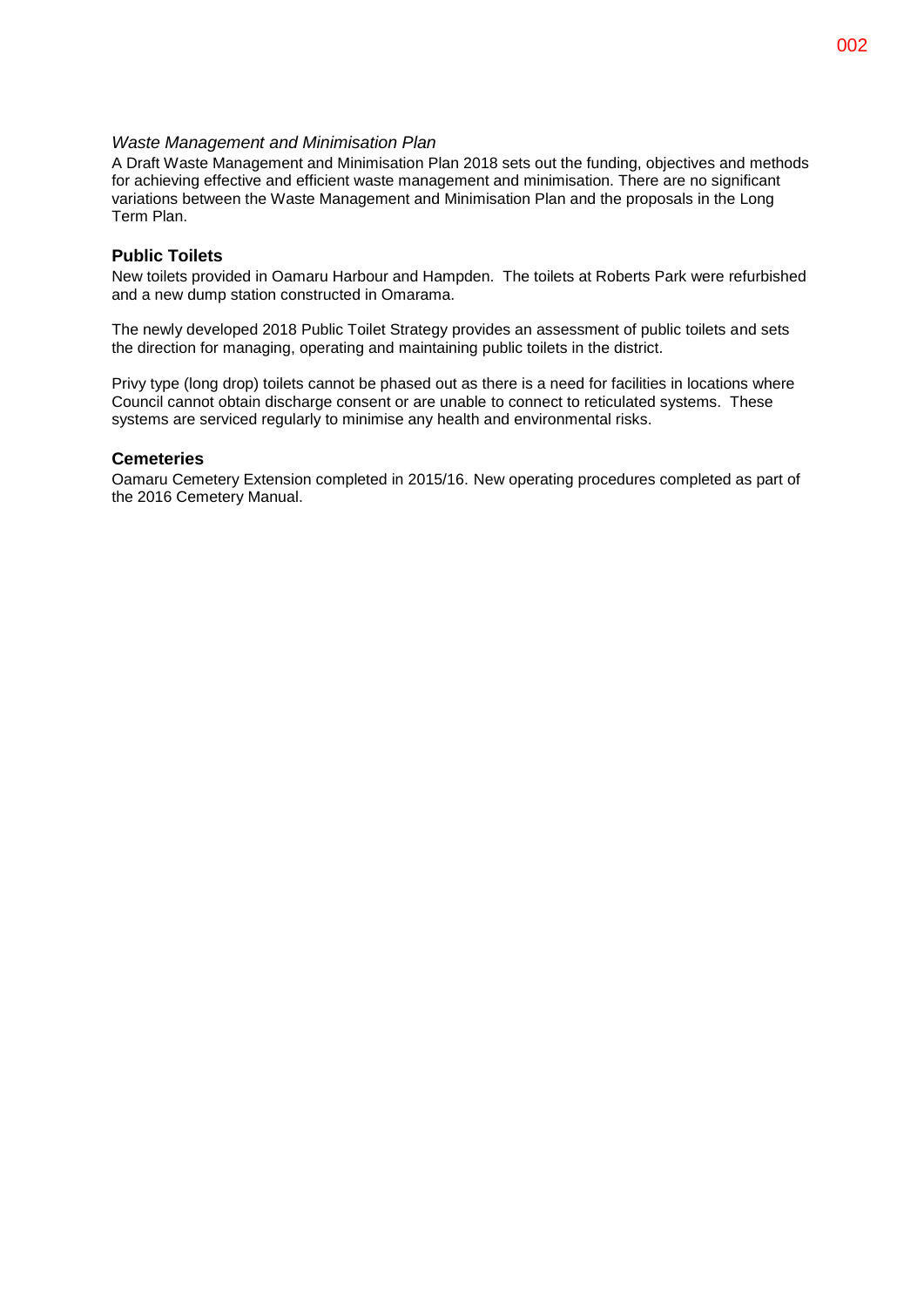*Waste Management and Minimisation Plan*

A Draft Waste Management and Minimisation Plan 2018 sets out the funding, objectives and methods for achieving effective and efficient waste management and minimisation. There are no significant variations between the Waste Management and Minimisation Plan and the proposals in the Long Term Plan.

### Public Toilets

New toilets provided in Oamaru Harbour and Hampden. The toilets at Roberts Park were refurbished and a new dump station constructed in Omarama.

The newly developed 2018 Public Toilet Strategy provides an assessment of public toilets and sets the direction for managing, operating and maintaining public toilets in the district.

Privy type (long drop) toilets cannot be phased out as there is a need for facilities in locations where Council cannot obtain discharge consent or are unable to connect to reticulated systems. These systems are serviced regularly to minimise any health and environmental risks.

### Cemeteries

Oamaru Cemetery Extension completed in 2015/16. New operating procedures completed as part of the 2016 Cemetery Manual.